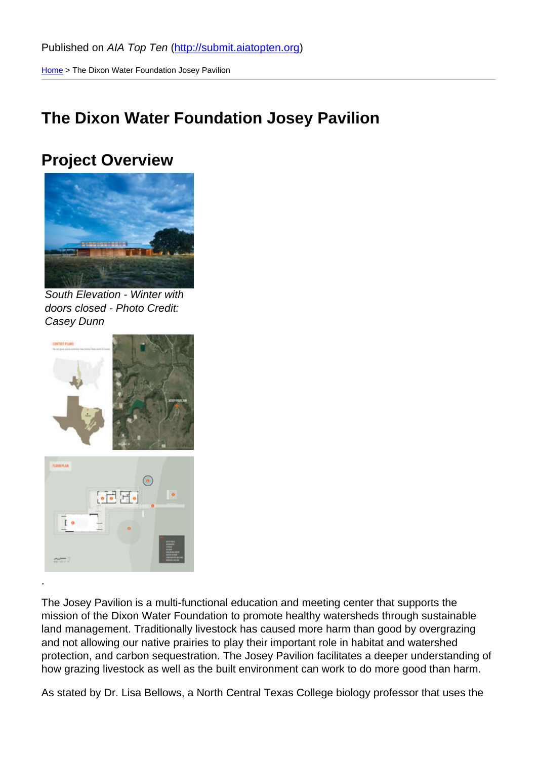Published on *AIA Top Ten* (http://submit.aiatopten.org)

Home > The Dixon Water Foundation Josey Pavilion

# The Dixon Water Foundation Josey Pavilion

## Project Overview

*South Elevation - Winter with doors closed - Photo Credit: Casey Dunn*

.

The Josey Pavilion is a multi-functional education and meeting center that supports the mission of the Dixon Water Foundation to promote healthy watersheds through sustainable land management. Traditionally livestock has caused more harm than good by overgrazing and not allowing our native prairies to play their important role in habitat and watershed protection, and carbon sequestration. The Josey Pavilion facilitates a deeper understanding of how grazing livestock as well as the built environment can work to do more good than harm.

As stated by Dr. Lisa Bellows, a North Central Texas College biology professor that uses the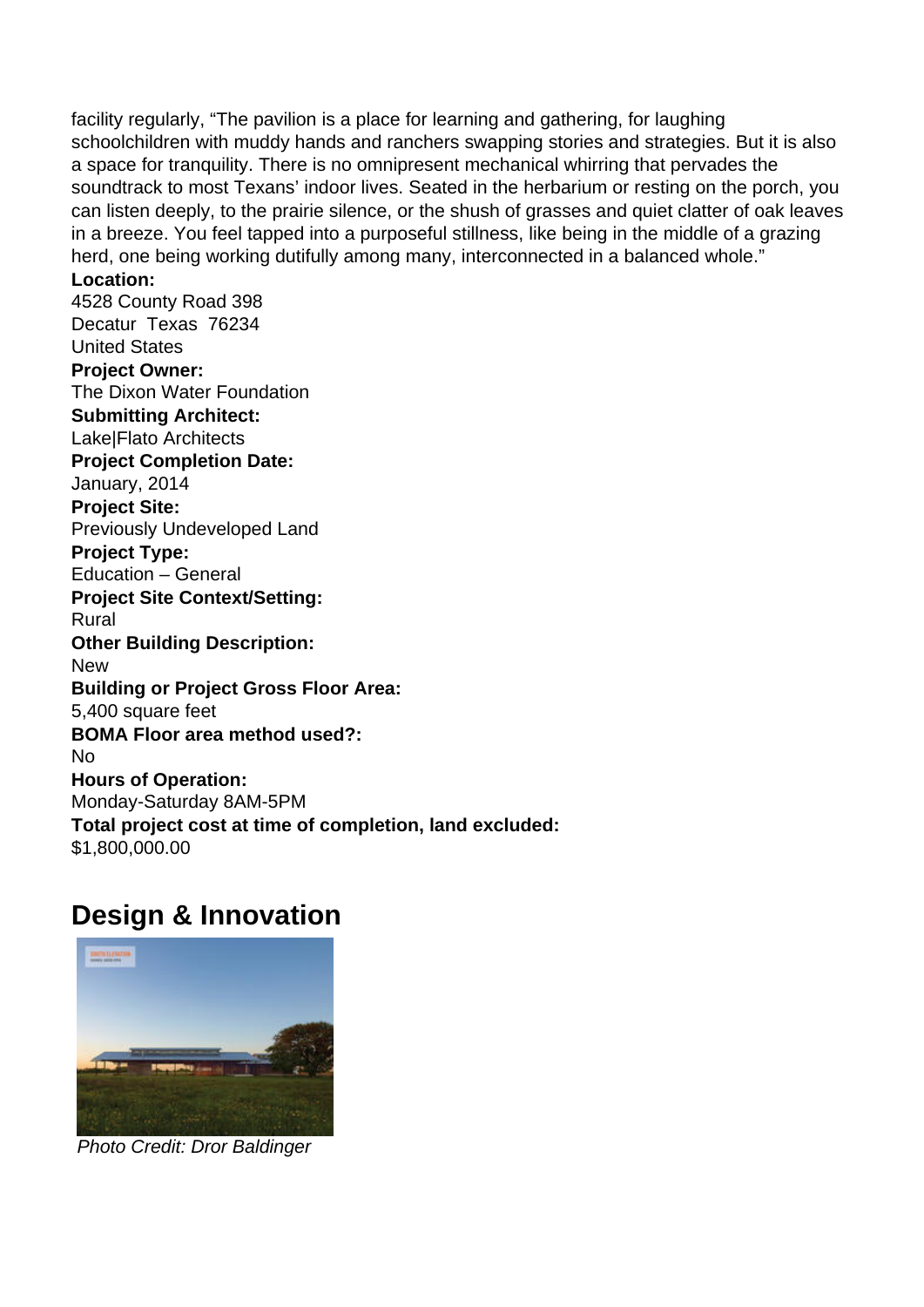facility regularly, “The pavilion is a place for learning and gathering, for laughing schoolchildren with muddy hands and ranchers swapping stories and strategies. But it is also a space for tranquility. There is no omnipresent mechanical whirring that pervades the soundtrack to most Texans’ indoor lives. Seated in the herbarium or resting on the porch, you can listen deeply, to the prairie silence, or the shush of grasses and quiet clatter of oak leaves in a breeze. You feel tapped into a purposeful stillness, like being in the middle of a grazing herd, one being working dutifully among many, interconnected in a balanced whole.”

**Location:**
4528 County Road 398
Decatur Texas 76234
United States

**Project Owner:**
The Dixon Water Foundation

**Submitting Architect:**
Lake|Flato Architects

**Project Completion Date:**
January, 2014

**Project Site:**
Previously Undeveloped Land

**Project Type:**
Education – General

**Project Site Context/Setting:**
Rural

**Other Building Description:**
New

**Building or Project Gross Floor Area:**
5,400 square feet

**BOMA Floor area method used?:**
No

**Hours of Operation:**
Monday-Saturday 8AM-5PM

**Total project cost at time of completion, land excluded:**
$1,800,000.00

## Design & Innovation

*Photo Credit: Dror Baldinger*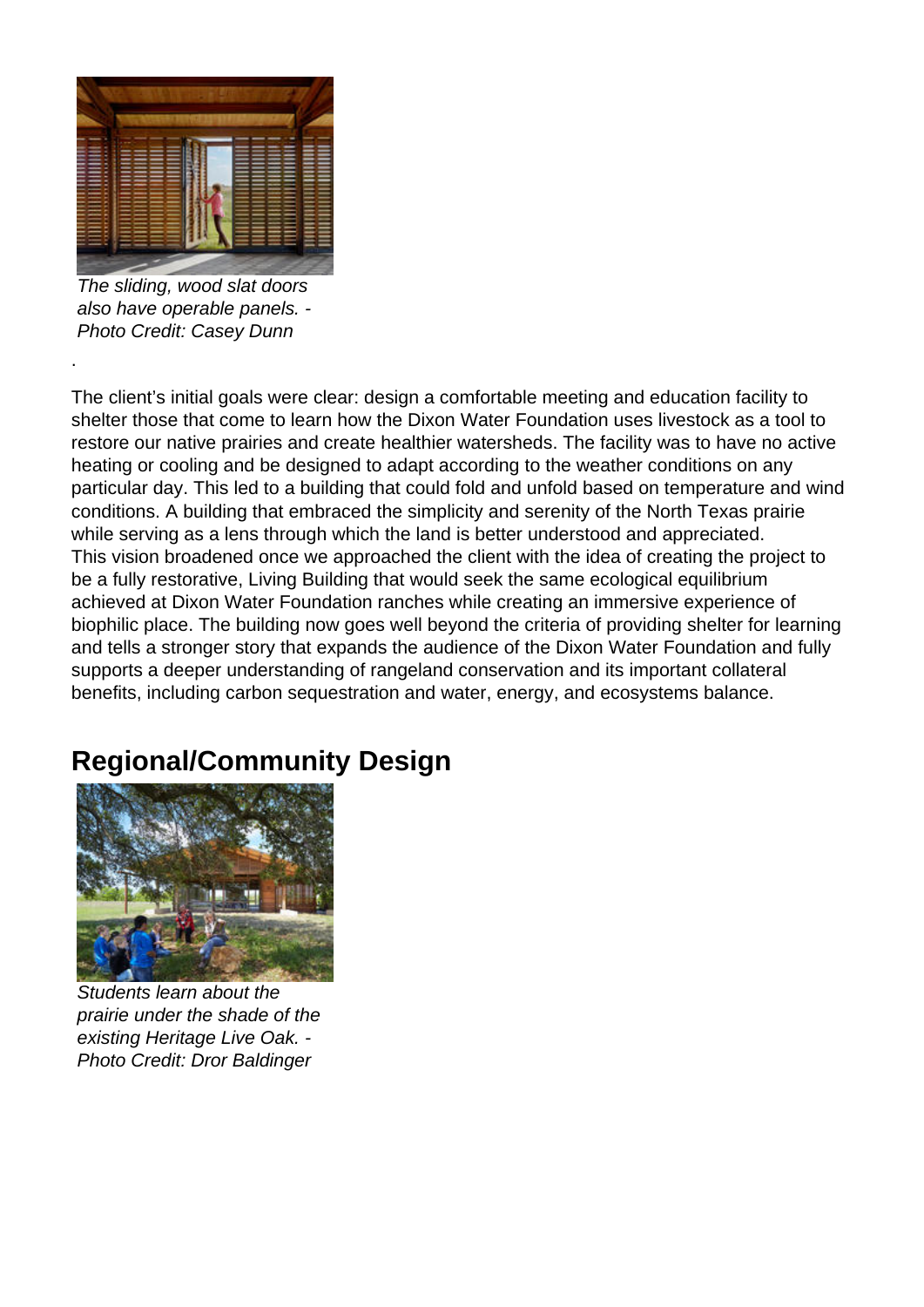*The sliding, wood slat doors also have operable panels. - Photo Credit: Casey Dunn*

.

The client's initial goals were clear: design a comfortable meeting and education facility to shelter those that come to learn how the Dixon Water Foundation uses livestock as a tool to restore our native prairies and create healthier watersheds. The facility was to have no active heating or cooling and be designed to adapt according to the weather conditions on any particular day. This led to a building that could fold and unfold based on temperature and wind conditions. A building that embraced the simplicity and serenity of the North Texas prairie while serving as a lens through which the land is better understood and appreciated.
This vision broadened once we approached the client with the idea of creating the project to be a fully restorative, Living Building that would seek the same ecological equilibrium achieved at Dixon Water Foundation ranches while creating an immersive experience of biophilic place. The building now goes well beyond the criteria of providing shelter for learning and tells a stronger story that expands the audience of the Dixon Water Foundation and fully supports a deeper understanding of rangeland conservation and its important collateral benefits, including carbon sequestration and water, energy, and ecosystems balance.

## Regional/Community Design

*Students learn about the prairie under the shade of the existing Heritage Live Oak. - Photo Credit: Dror Baldinger*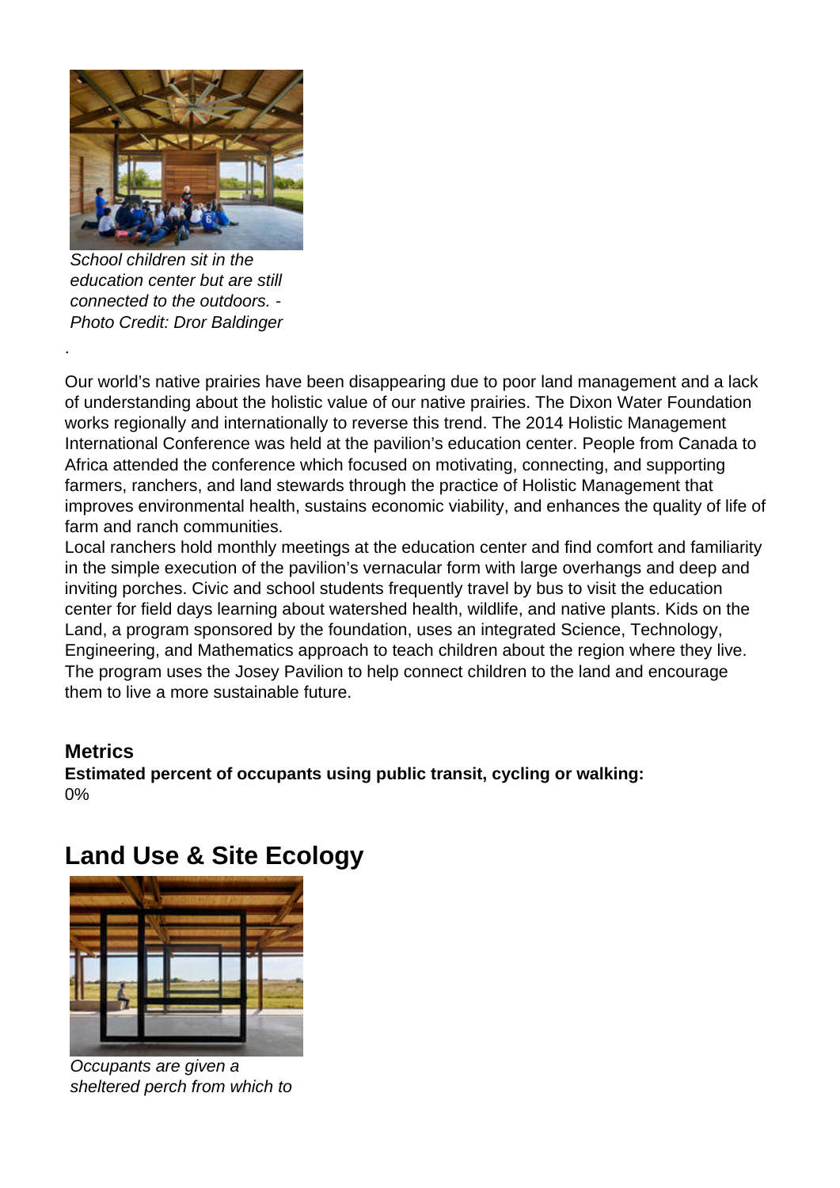*School children sit in the education center but are still connected to the outdoors. - Photo Credit: Dror Baldinger*

.

Our world's native prairies have been disappearing due to poor land management and a lack of understanding about the holistic value of our native prairies. The Dixon Water Foundation works regionally and internationally to reverse this trend. The 2014 Holistic Management International Conference was held at the pavilion's education center. People from Canada to Africa attended the conference which focused on motivating, connecting, and supporting farmers, ranchers, and land stewards through the practice of Holistic Management that improves environmental health, sustains economic viability, and enhances the quality of life of farm and ranch communities.
Local ranchers hold monthly meetings at the education center and find comfort and familiarity in the simple execution of the pavilion's vernacular form with large overhangs and deep and inviting porches. Civic and school students frequently travel by bus to visit the education center for field days learning about watershed health, wildlife, and native plants. Kids on the Land, a program sponsored by the foundation, uses an integrated Science, Technology, Engineering, and Mathematics approach to teach children about the region where they live. The program uses the Josey Pavilion to help connect children to the land and encourage them to live a more sustainable future.

### Metrics

**Estimated percent of occupants using public transit, cycling or walking:**
0%

## Land Use & Site Ecology

*Occupants are given a sheltered perch from which to*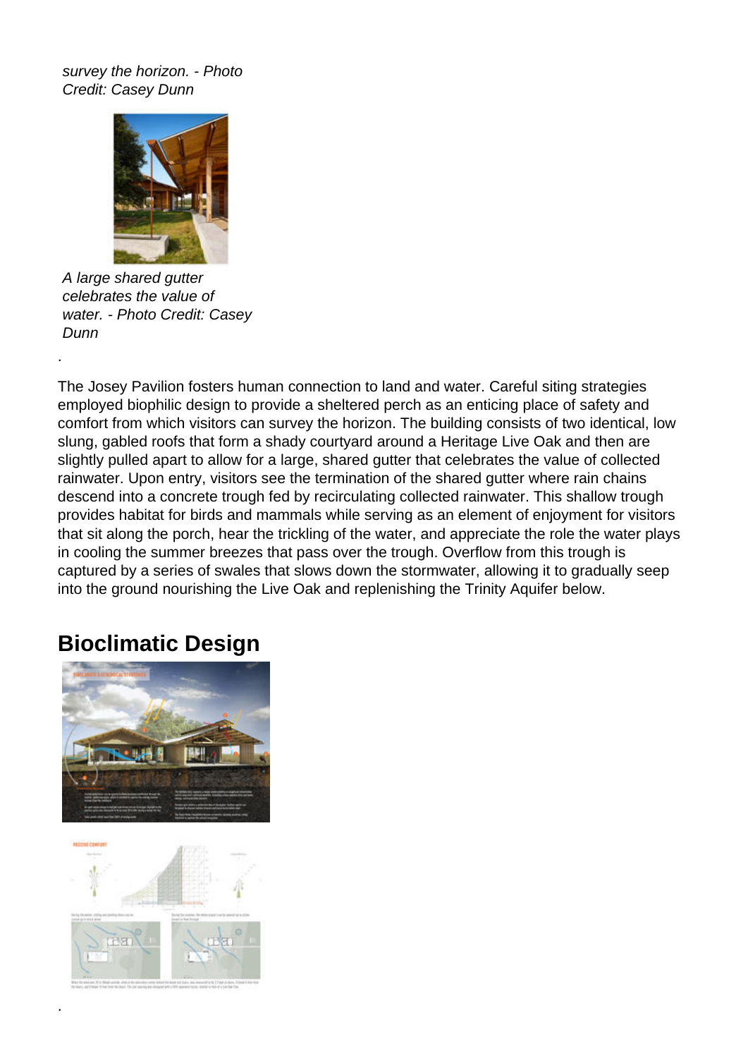*survey the horizon. - Photo Credit: Casey Dunn*

*A large shared gutter celebrates the value of water. - Photo Credit: Casey Dunn*

.

The Josey Pavilion fosters human connection to land and water. Careful siting strategies employed biophilic design to provide a sheltered perch as an enticing place of safety and comfort from which visitors can survey the horizon. The building consists of two identical, low slung, gabled roofs that form a shady courtyard around a Heritage Live Oak and then are slightly pulled apart to allow for a large, shared gutter that celebrates the value of collected rainwater. Upon entry, visitors see the termination of the shared gutter where rain chains descend into a concrete trough fed by recirculating collected rainwater. This shallow trough provides habitat for birds and mammals while serving as an element of enjoyment for visitors that sit along the porch, hear the trickling of the water, and appreciate the role the water plays in cooling the summer breezes that pass over the trough. Overflow from this trough is captured by a series of swales that slows down the stormwater, allowing it to gradually seep into the ground nourishing the Live Oak and replenishing the Trinity Aquifer below.

## Bioclimatic Design

.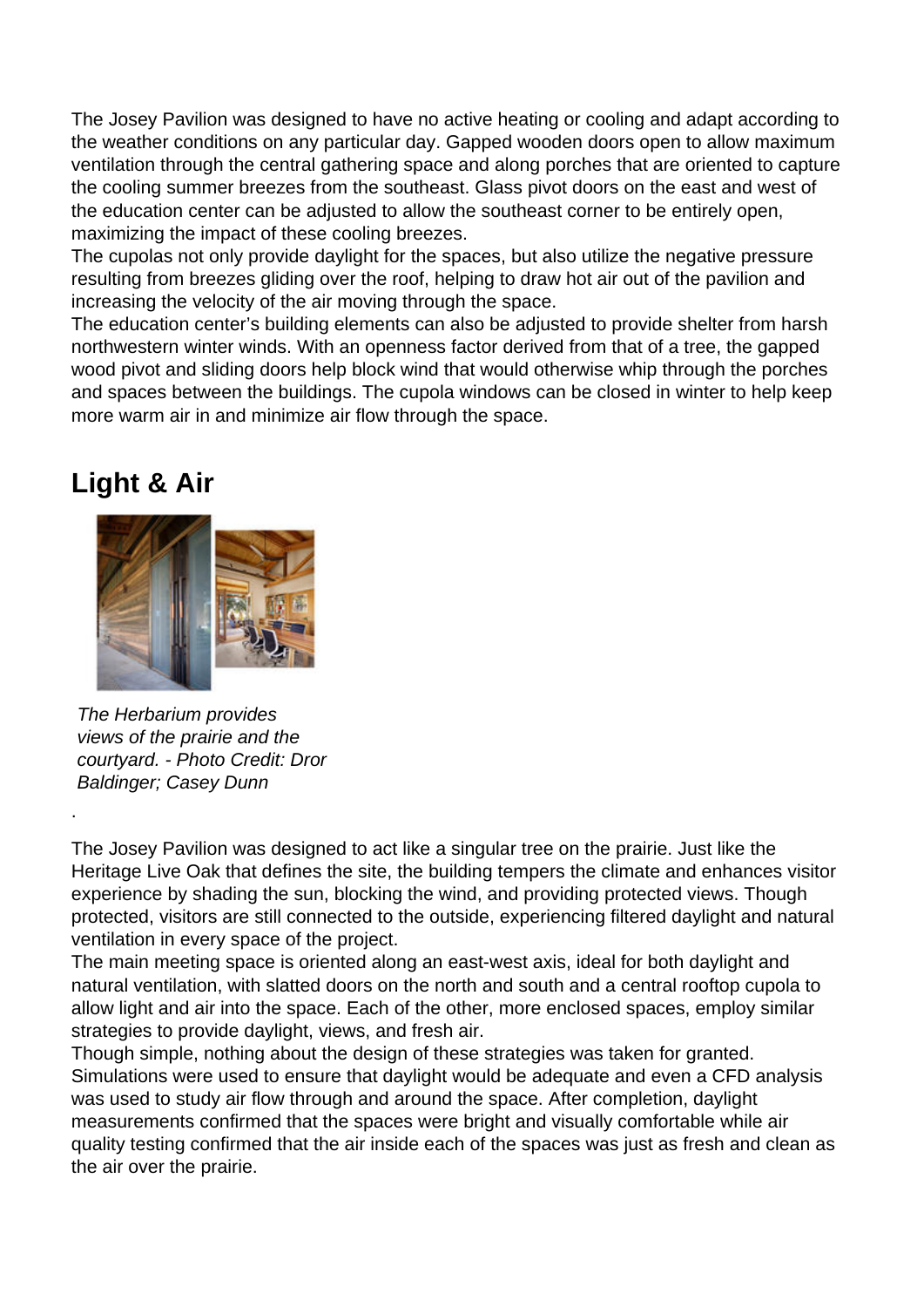The Josey Pavilion was designed to have no active heating or cooling and adapt according to the weather conditions on any particular day. Gapped wooden doors open to allow maximum ventilation through the central gathering space and along porches that are oriented to capture the cooling summer breezes from the southeast. Glass pivot doors on the east and west of the education center can be adjusted to allow the southeast corner to be entirely open, maximizing the impact of these cooling breezes.
The cupolas not only provide daylight for the spaces, but also utilize the negative pressure resulting from breezes gliding over the roof, helping to draw hot air out of the pavilion and increasing the velocity of the air moving through the space.
The education center's building elements can also be adjusted to provide shelter from harsh northwestern winter winds. With an openness factor derived from that of a tree, the gapped wood pivot and sliding doors help block wind that would otherwise whip through the porches and spaces between the buildings. The cupola windows can be closed in winter to help keep more warm air in and minimize air flow through the space.

## Light & Air

*The Herbarium provides views of the prairie and the courtyard. - Photo Credit: Dror Baldinger; Casey Dunn*

.

The Josey Pavilion was designed to act like a singular tree on the prairie. Just like the Heritage Live Oak that defines the site, the building tempers the climate and enhances visitor experience by shading the sun, blocking the wind, and providing protected views. Though protected, visitors are still connected to the outside, experiencing filtered daylight and natural ventilation in every space of the project.
The main meeting space is oriented along an east-west axis, ideal for both daylight and natural ventilation, with slatted doors on the north and south and a central rooftop cupola to allow light and air into the space. Each of the other, more enclosed spaces, employ similar strategies to provide daylight, views, and fresh air.
Though simple, nothing about the design of these strategies was taken for granted. Simulations were used to ensure that daylight would be adequate and even a CFD analysis was used to study air flow through and around the space. After completion, daylight measurements confirmed that the spaces were bright and visually comfortable while air quality testing confirmed that the air inside each of the spaces was just as fresh and clean as the air over the prairie.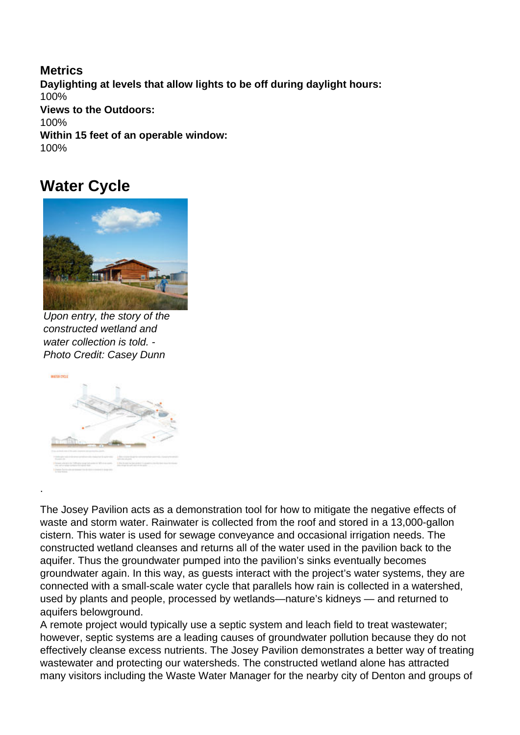**Metrics**

**Daylighting at levels that allow lights to be off during daylight hours:**
100%

**Views to the Outdoors:**
100%

**Within 15 feet of an operable window:**
100%

## Water Cycle

*Upon entry, the story of the constructed wetland and water collection is told. - Photo Credit: Casey Dunn*

.

The Josey Pavilion acts as a demonstration tool for how to mitigate the negative effects of waste and storm water. Rainwater is collected from the roof and stored in a 13,000-gallon cistern. This water is used for sewage conveyance and occasional irrigation needs. The constructed wetland cleanses and returns all of the water used in the pavilion back to the aquifer. Thus the groundwater pumped into the pavilion's sinks eventually becomes groundwater again. In this way, as guests interact with the project's water systems, they are connected with a small-scale water cycle that parallels how rain is collected in a watershed, used by plants and people, processed by wetlands—nature's kidneys — and returned to aquifers belowground.

A remote project would typically use a septic system and leach field to treat wastewater; however, septic systems are a leading causes of groundwater pollution because they do not effectively cleanse excess nutrients. The Josey Pavilion demonstrates a better way of treating wastewater and protecting our watersheds. The constructed wetland alone has attracted many visitors including the Waste Water Manager for the nearby city of Denton and groups of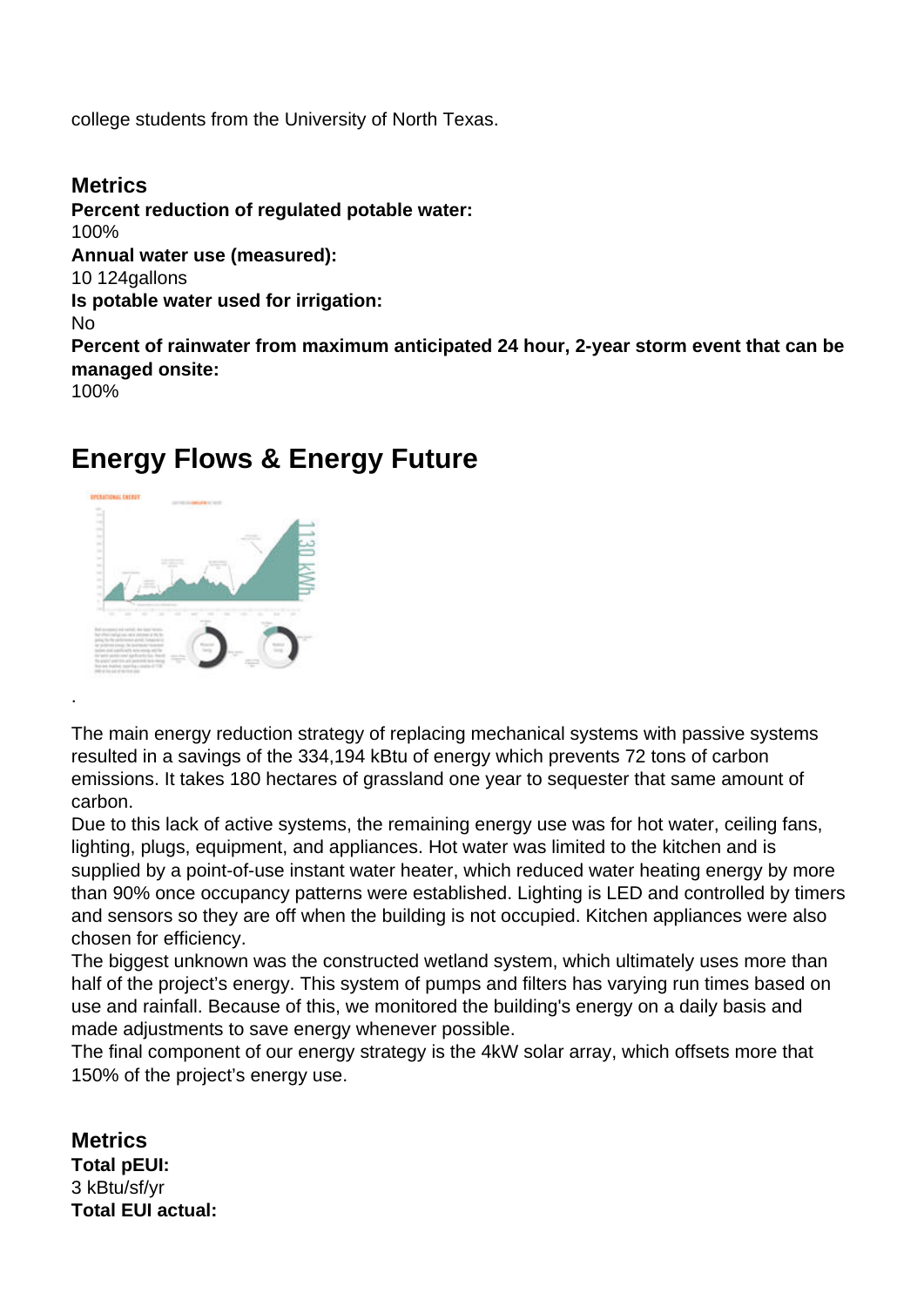college students from the University of North Texas.

### Metrics

**Percent reduction of regulated potable water:**
100%
**Annual water use (measured):**
10 124gallons
**Is potable water used for irrigation:**
No
**Percent of rainwater from maximum anticipated 24 hour, 2-year storm event that can be managed onsite:**
100%

## Energy Flows & Energy Future

.

The main energy reduction strategy of replacing mechanical systems with passive systems resulted in a savings of the 334,194 kBtu of energy which prevents 72 tons of carbon emissions. It takes 180 hectares of grassland one year to sequester that same amount of carbon.
Due to this lack of active systems, the remaining energy use was for hot water, ceiling fans, lighting, plugs, equipment, and appliances. Hot water was limited to the kitchen and is supplied by a point-of-use instant water heater, which reduced water heating energy by more than 90% once occupancy patterns were established. Lighting is LED and controlled by timers and sensors so they are off when the building is not occupied. Kitchen appliances were also chosen for efficiency.
The biggest unknown was the constructed wetland system, which ultimately uses more than half of the project's energy. This system of pumps and filters has varying run times based on use and rainfall. Because of this, we monitored the building's energy on a daily basis and made adjustments to save energy whenever possible.
The final component of our energy strategy is the 4kW solar array, which offsets more that 150% of the project's energy use.

### Metrics

**Total pEUI:**
3 kBtu/sf/yr
**Total EUI actual:**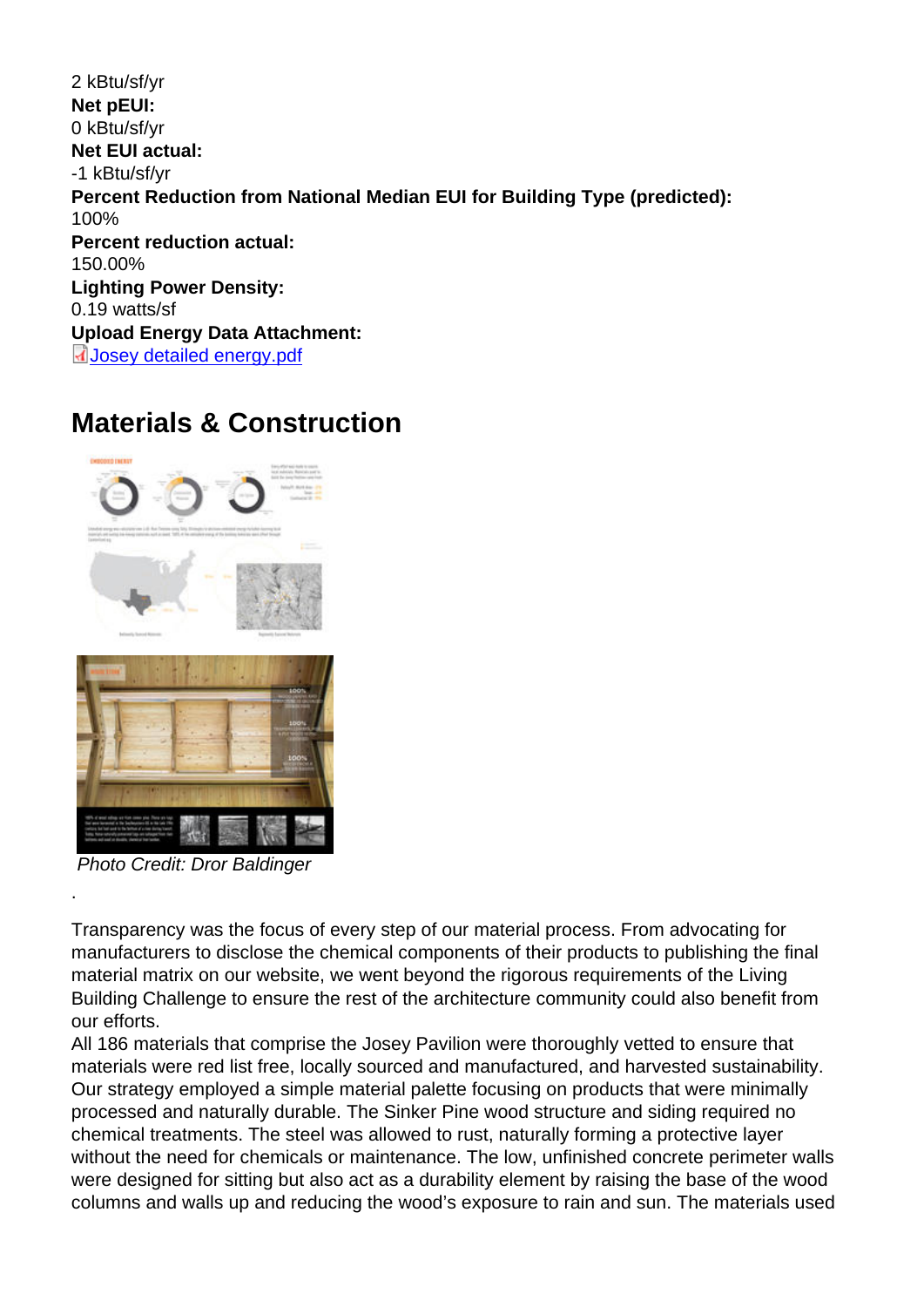2 kBtu/sf/yr
**Net pEUI:**
0 kBtu/sf/yr
**Net EUI actual:**
-1 kBtu/sf/yr
**Percent Reduction from National Median EUI for Building Type (predicted):**
100%
**Percent reduction actual:**
150.00%
**Lighting Power Density:**
0.19 watts/sf
**Upload Energy Data Attachment:**
Josey detailed energy.pdf

## Materials & Construction

*Photo Credit: Dror Baldinger*

.

Transparency was the focus of every step of our material process. From advocating for manufacturers to disclose the chemical components of their products to publishing the final material matrix on our website, we went beyond the rigorous requirements of the Living Building Challenge to ensure the rest of the architecture community could also benefit from our efforts.
All 186 materials that comprise the Josey Pavilion were thoroughly vetted to ensure that materials were red list free, locally sourced and manufactured, and harvested sustainability. Our strategy employed a simple material palette focusing on products that were minimally processed and naturally durable. The Sinker Pine wood structure and siding required no chemical treatments. The steel was allowed to rust, naturally forming a protective layer without the need for chemicals or maintenance. The low, unfinished concrete perimeter walls were designed for sitting but also act as a durability element by raising the base of the wood columns and walls up and reducing the wood's exposure to rain and sun. The materials used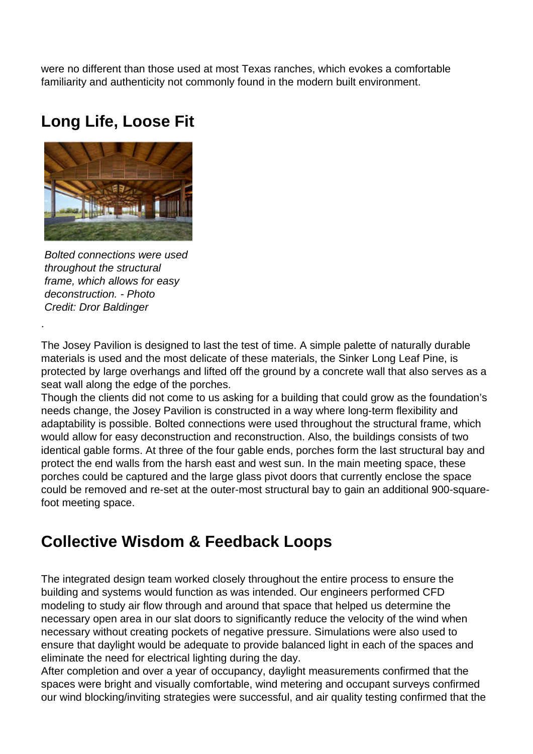were no different than those used at most Texas ranches, which evokes a comfortable familiarity and authenticity not commonly found in the modern built environment.

## Long Life, Loose Fit

*Bolted connections were used throughout the structural frame, which allows for easy deconstruction. - Photo Credit: Dror Baldinger*

.

The Josey Pavilion is designed to last the test of time. A simple palette of naturally durable materials is used and the most delicate of these materials, the Sinker Long Leaf Pine, is protected by large overhangs and lifted off the ground by a concrete wall that also serves as a seat wall along the edge of the porches.

Though the clients did not come to us asking for a building that could grow as the foundation's needs change, the Josey Pavilion is constructed in a way where long-term flexibility and adaptability is possible. Bolted connections were used throughout the structural frame, which would allow for easy deconstruction and reconstruction. Also, the buildings consists of two identical gable forms. At three of the four gable ends, porches form the last structural bay and protect the end walls from the harsh east and west sun. In the main meeting space, these porches could be captured and the large glass pivot doors that currently enclose the space could be removed and re-set at the outer-most structural bay to gain an additional 900-square-foot meeting space.

## Collective Wisdom & Feedback Loops

The integrated design team worked closely throughout the entire process to ensure the building and systems would function as was intended. Our engineers performed CFD modeling to study air flow through and around that space that helped us determine the necessary open area in our slat doors to significantly reduce the velocity of the wind when necessary without creating pockets of negative pressure. Simulations were also used to ensure that daylight would be adequate to provide balanced light in each of the spaces and eliminate the need for electrical lighting during the day.

After completion and over a year of occupancy, daylight measurements confirmed that the spaces were bright and visually comfortable, wind metering and occupant surveys confirmed our wind blocking/inviting strategies were successful, and air quality testing confirmed that the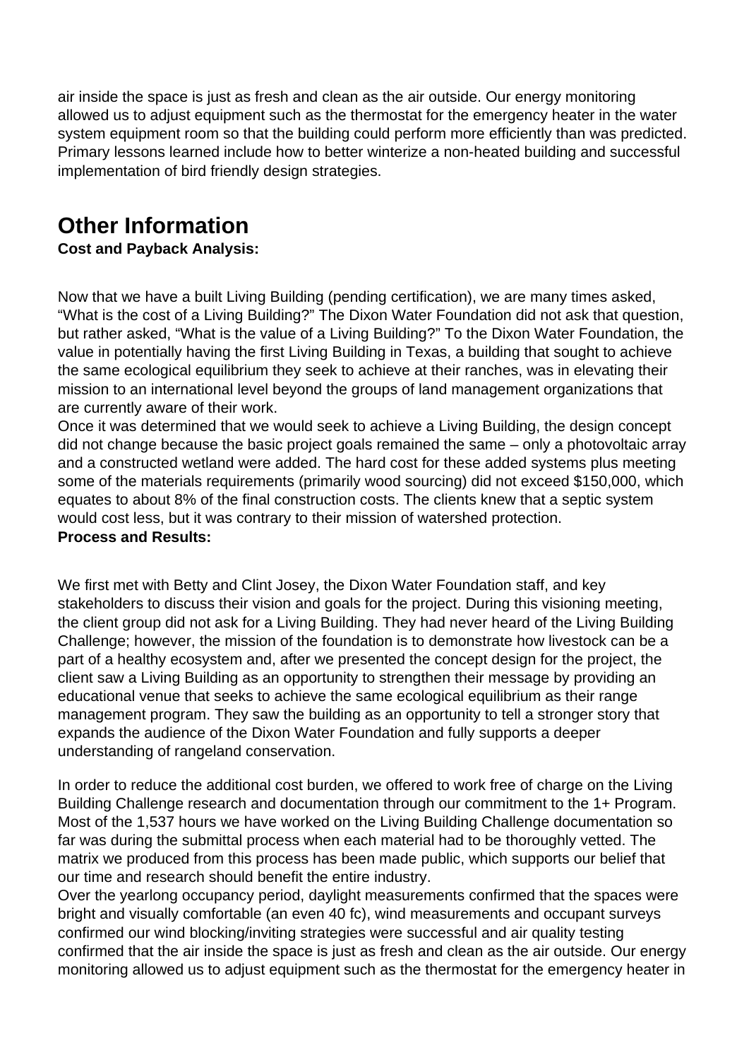air inside the space is just as fresh and clean as the air outside. Our energy monitoring allowed us to adjust equipment such as the thermostat for the emergency heater in the water system equipment room so that the building could perform more efficiently than was predicted. Primary lessons learned include how to better winterize a non-heated building and successful implementation of bird friendly design strategies.

## Other Information

**Cost and Payback Analysis:**

Now that we have a built Living Building (pending certification), we are many times asked, "What is the cost of a Living Building?" The Dixon Water Foundation did not ask that question, but rather asked, "What is the value of a Living Building?" To the Dixon Water Foundation, the value in potentially having the first Living Building in Texas, a building that sought to achieve the same ecological equilibrium they seek to achieve at their ranches, was in elevating their mission to an international level beyond the groups of land management organizations that are currently aware of their work.

Once it was determined that we would seek to achieve a Living Building, the design concept did not change because the basic project goals remained the same – only a photovoltaic array and a constructed wetland were added. The hard cost for these added systems plus meeting some of the materials requirements (primarily wood sourcing) did not exceed $150,000, which equates to about 8% of the final construction costs. The clients knew that a septic system would cost less, but it was contrary to their mission of watershed protection.

**Process and Results:**

We first met with Betty and Clint Josey, the Dixon Water Foundation staff, and key stakeholders to discuss their vision and goals for the project. During this visioning meeting, the client group did not ask for a Living Building. They had never heard of the Living Building Challenge; however, the mission of the foundation is to demonstrate how livestock can be a part of a healthy ecosystem and, after we presented the concept design for the project, the client saw a Living Building as an opportunity to strengthen their message by providing an educational venue that seeks to achieve the same ecological equilibrium as their range management program. They saw the building as an opportunity to tell a stronger story that expands the audience of the Dixon Water Foundation and fully supports a deeper understanding of rangeland conservation.

In order to reduce the additional cost burden, we offered to work free of charge on the Living Building Challenge research and documentation through our commitment to the 1+ Program. Most of the 1,537 hours we have worked on the Living Building Challenge documentation so far was during the submittal process when each material had to be thoroughly vetted. The matrix we produced from this process has been made public, which supports our belief that our time and research should benefit the entire industry.

Over the yearlong occupancy period, daylight measurements confirmed that the spaces were bright and visually comfortable (an even 40 fc), wind measurements and occupant surveys confirmed our wind blocking/inviting strategies were successful and air quality testing confirmed that the air inside the space is just as fresh and clean as the air outside. Our energy monitoring allowed us to adjust equipment such as the thermostat for the emergency heater in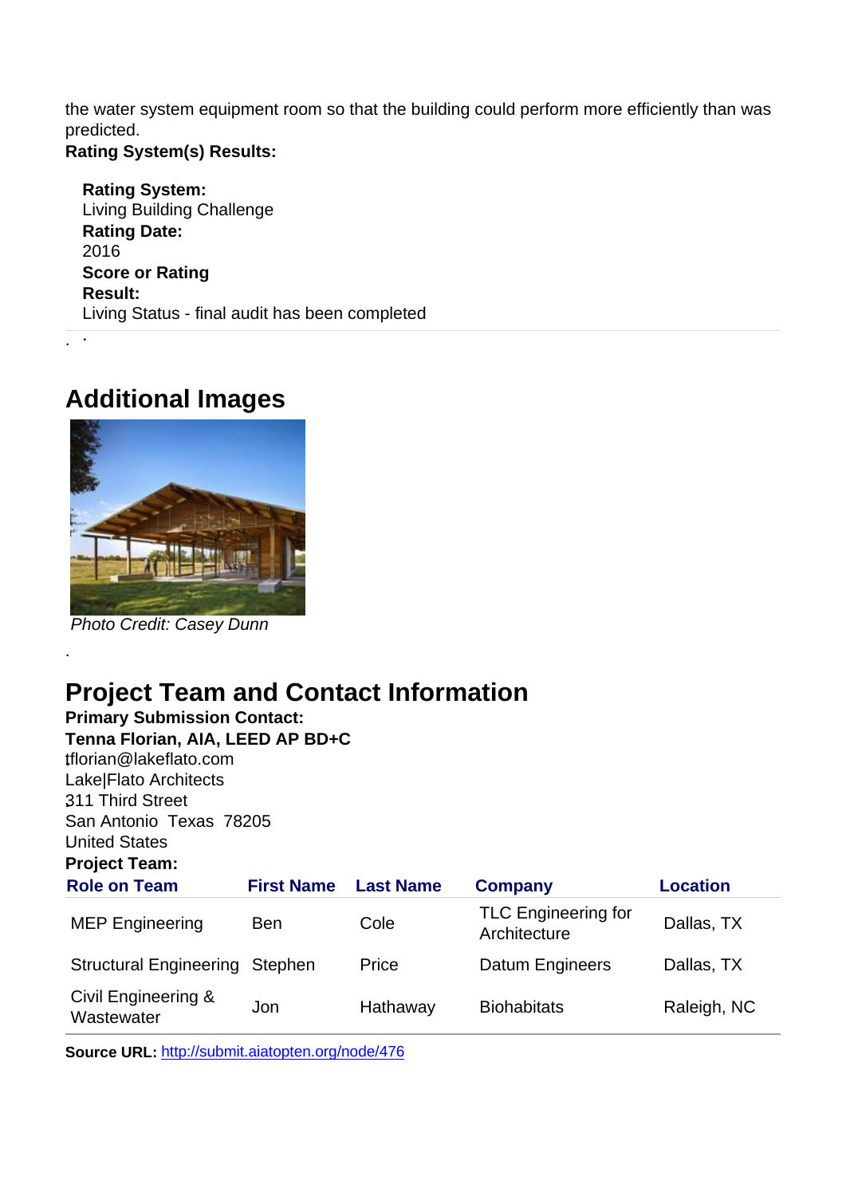the water system equipment room so that the building could perform more efficiently than was predicted.

**Rating System(s) Results:**

**Rating System:**
Living Building Challenge
**Rating Date:**
2016
**Score or Rating Result:**
Living Status - final audit has been completed

## Additional Images

Photo Credit: Casey Dunn

## Project Team and Contact Information

**Primary Submission Contact:**
**Tenna Florian, AIA, LEED AP BD+C**
tflorian@lakeflato.com
Lake|Flato Architects
311 Third Street
San Antonio Texas 78205
United States

**Project Team:**

| Role on Team | First Name | Last Name | Company | Location |
| --- | --- | --- | --- | --- |
| MEP Engineering | Ben | Cole | TLC Engineering for Architecture | Dallas, TX |
| Structural Engineering | Stephen | Price | Datum Engineers | Dallas, TX |
| Civil Engineering & Wastewater | Jon | Hathaway | Biohabitats | Raleigh, NC |

**Source URL:** http://submit.aiatopten.org/node/476